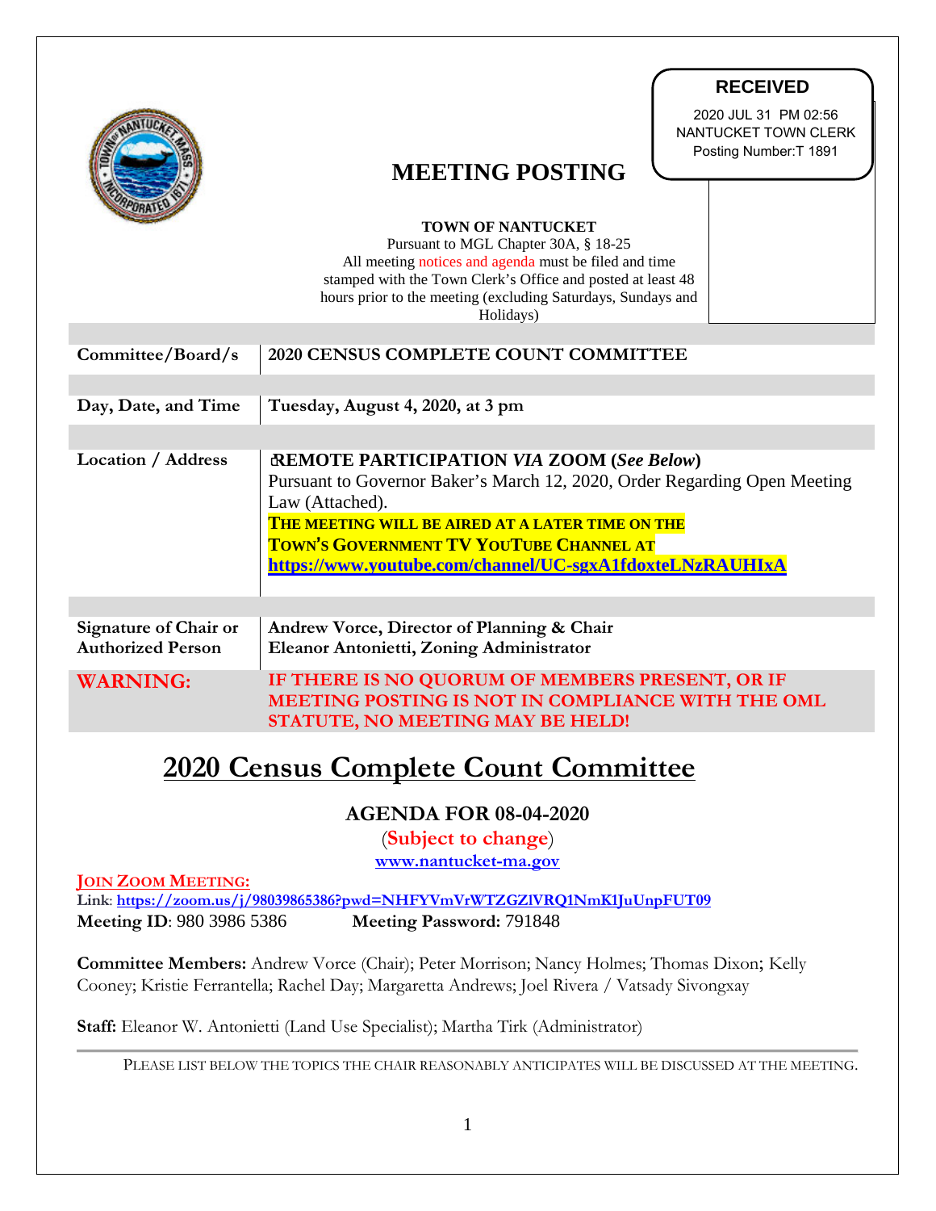**RECEIVED**

2020 JUL 31 PM 02:56
NANTUCKET TOWN CLERK
Posting Number:T 1891

# MEETING POSTING

**TOWN OF NANTUCKET**
Pursuant to MGL Chapter 30A, § 18-25
All meeting notices and agenda must be filed and time stamped with the Town Clerk's Office and posted at least 48 hours prior to the meeting (excluding Saturdays, Sundays and Holidays)

| | |
|---|---|
| **Committee/Board/s** | **2020 CENSUS COMPLETE COUNT COMMITTEE** |
| **Day, Date, and Time** | **Tuesday, August 4, 2020, at 3 pm** |
| **Location / Address** | **REMOTE PARTICIPATION *VIA* ZOOM (*See Below*)** Pursuant to Governor Baker's March 12, 2020, Order Regarding Open Meeting Law (Attached). **THE MEETING WILL BE AIRED AT A LATER TIME ON THE TOWN'S GOVERNMENT TV YOUTUBE CHANNEL AT https://www.youtube.com/channel/UC-sgxA1fdoxteLNzRAUHIxA** |
| **Signature of Chair or Authorized Person** | **Andrew Vorce, Director of Planning & Chair** **Eleanor Antonietti, Zoning Administrator** |
| **WARNING:** | **IF THERE IS NO QUORUM OF MEMBERS PRESENT, OR IF MEETING POSTING IS NOT IN COMPLIANCE WITH THE OML STATUTE, NO MEETING MAY BE HELD!** |

# 2020 Census Complete Count Committee

## AGENDA FOR 08-04-2020

(**Subject to change**)

**www.nantucket-ma.gov**

**JOIN ZOOM MEETING:**
**Link**: **https://zoom.us/j/98039865386?pwd=NHFYVmVrWTZGZlVRQ1NmK1JuUnpFUT09**
**Meeting ID**: 980 3986 5386 **Meeting Password:** 791848

**Committee Members:** Andrew Vorce (Chair); Peter Morrison; Nancy Holmes; Thomas Dixon; Kelly Cooney; Kristie Ferrantella; Rachel Day; Margaretta Andrews; Joel Rivera / Vatsady Sivongxay

**Staff:** Eleanor W. Antonietti (Land Use Specialist); Martha Tirk (Administrator)

PLEASE LIST BELOW THE TOPICS THE CHAIR REASONABLY ANTICIPATES WILL BE DISCUSSED AT THE MEETING.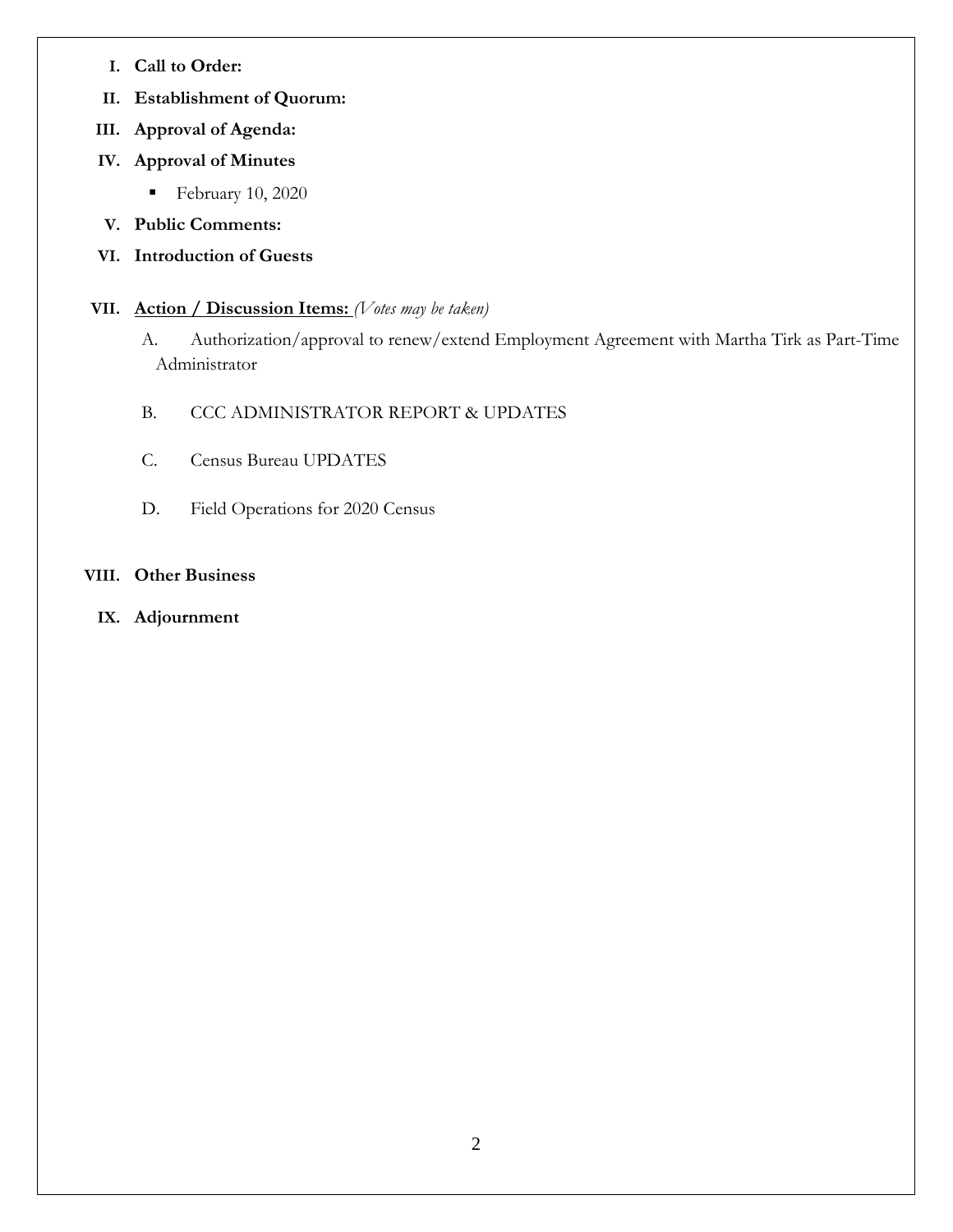**I. Call to Order:**

**II. Establishment of Quorum:**

**III. Approval of Agenda:**

**IV. Approval of Minutes**

- February 10, 2020

**V. Public Comments:**

**VI. Introduction of Guests**

**VII. <u>Action / Discussion Items:</u>** *(Votes may be taken)*

A. Authorization/approval to renew/extend Employment Agreement with Martha Tirk as Part-Time Administrator

B. CCC ADMINISTRATOR REPORT & UPDATES

C. Census Bureau UPDATES

D. Field Operations for 2020 Census

**VIII. Other Business**

**IX. Adjournment**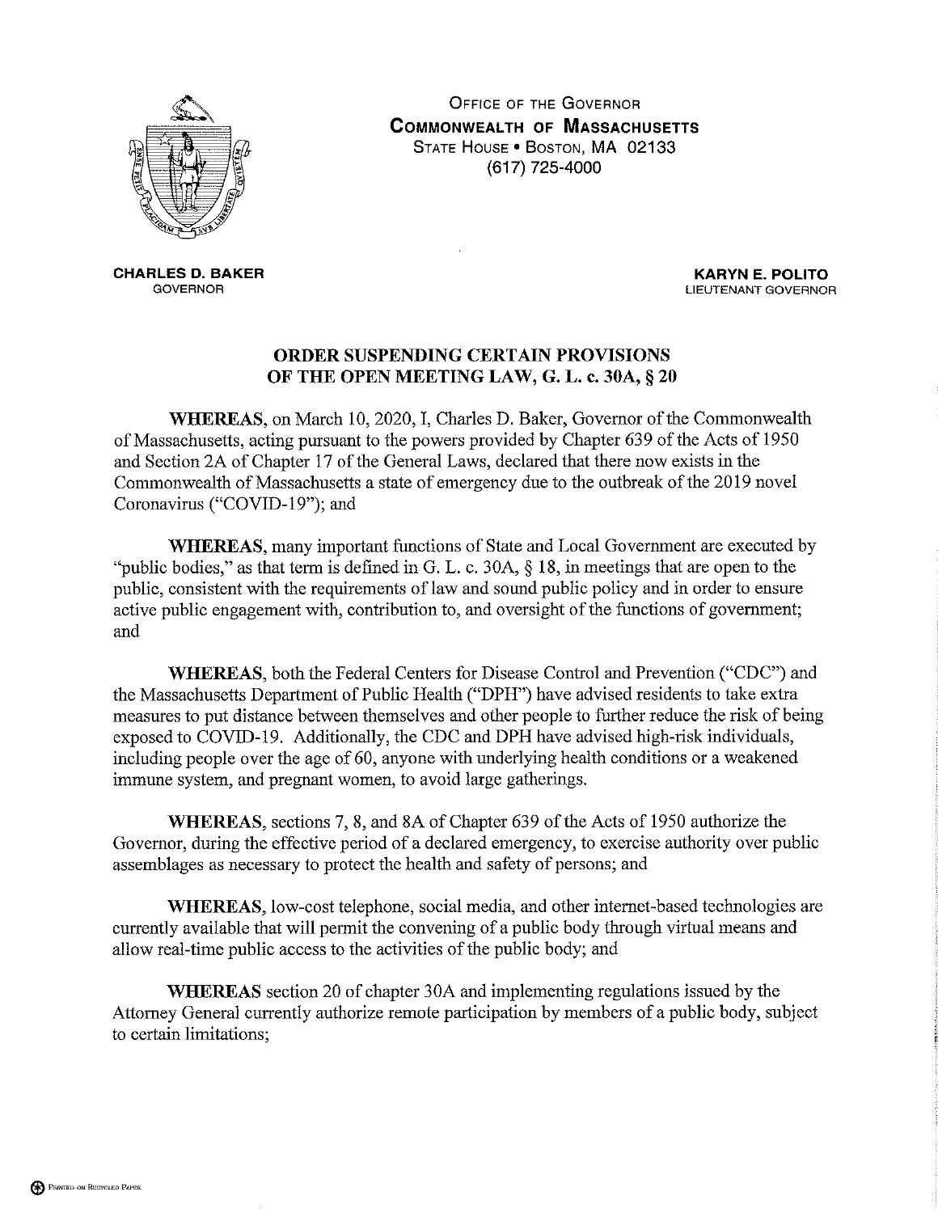OFFICE OF THE GOVERNOR
**COMMONWEALTH OF MASSACHUSETTS**
STATE HOUSE • BOSTON, MA 02133
(617) 725-4000

**CHARLES D. BAKER**
GOVERNOR

**KARYN E. POLITO**
LIEUTENANT GOVERNOR

## ORDER SUSPENDING CERTAIN PROVISIONS OF THE OPEN MEETING LAW, G. L. c. 30A, § 20

**WHEREAS**, on March 10, 2020, I, Charles D. Baker, Governor of the Commonwealth of Massachusetts, acting pursuant to the powers provided by Chapter 639 of the Acts of 1950 and Section 2A of Chapter 17 of the General Laws, declared that there now exists in the Commonwealth of Massachusetts a state of emergency due to the outbreak of the 2019 novel Coronavirus ("COVID-19"); and

**WHEREAS**, many important functions of State and Local Government are executed by "public bodies," as that term is defined in G. L. c. 30A, § 18, in meetings that are open to the public, consistent with the requirements of law and sound public policy and in order to ensure active public engagement with, contribution to, and oversight of the functions of government; and

**WHEREAS**, both the Federal Centers for Disease Control and Prevention ("CDC") and the Massachusetts Department of Public Health ("DPH") have advised residents to take extra measures to put distance between themselves and other people to further reduce the risk of being exposed to COVID-19. Additionally, the CDC and DPH have advised high-risk individuals, including people over the age of 60, anyone with underlying health conditions or a weakened immune system, and pregnant women, to avoid large gatherings.

**WHEREAS**, sections 7, 8, and 8A of Chapter 639 of the Acts of 1950 authorize the Governor, during the effective period of a declared emergency, to exercise authority over public assemblages as necessary to protect the health and safety of persons; and

**WHEREAS**, low-cost telephone, social media, and other internet-based technologies are currently available that will permit the convening of a public body through virtual means and allow real-time public access to the activities of the public body; and

**WHEREAS** section 20 of chapter 30A and implementing regulations issued by the Attorney General currently authorize remote participation by members of a public body, subject to certain limitations;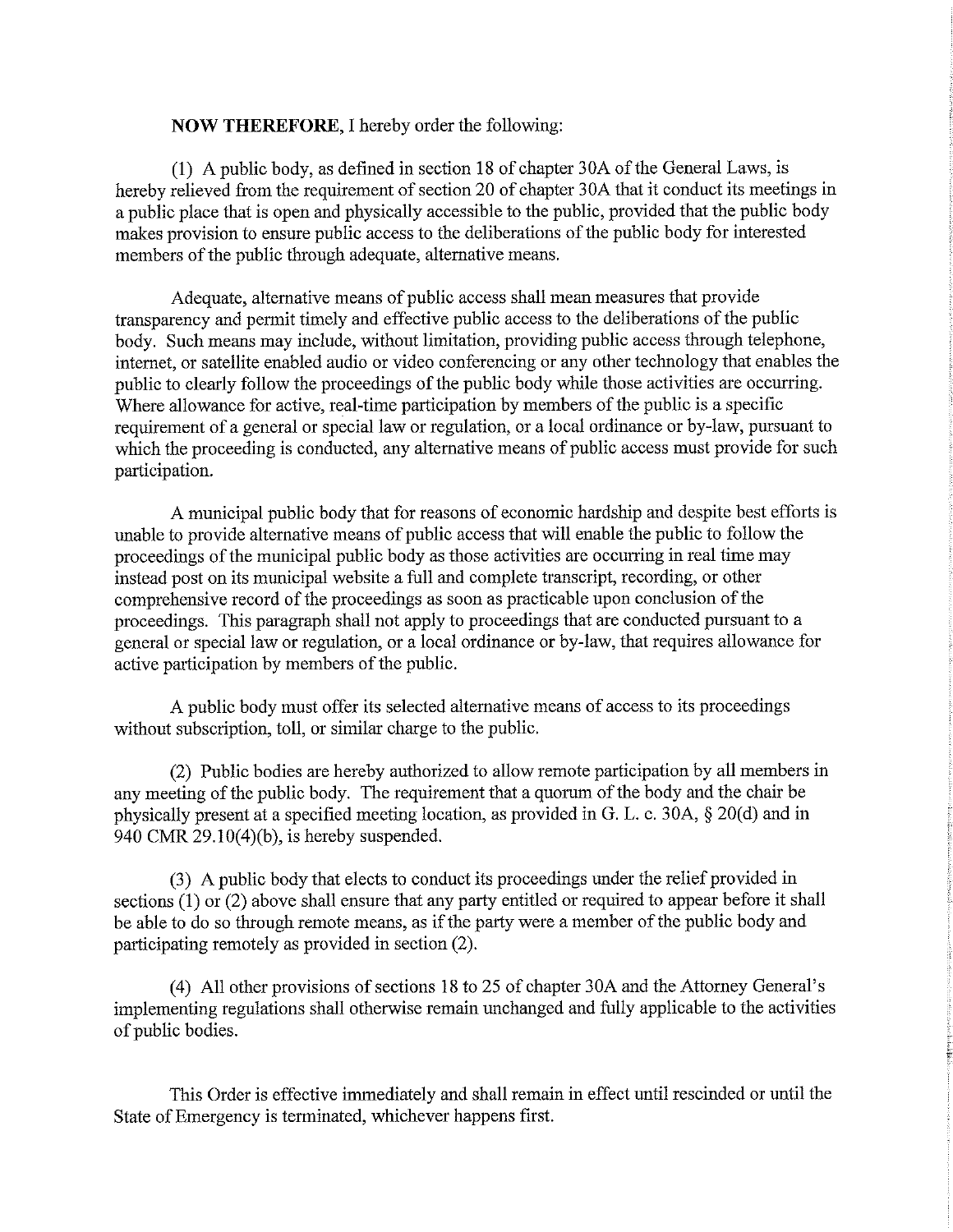**NOW THEREFORE**, I hereby order the following:

(1) A public body, as defined in section 18 of chapter 30A of the General Laws, is hereby relieved from the requirement of section 20 of chapter 30A that it conduct its meetings in a public place that is open and physically accessible to the public, provided that the public body makes provision to ensure public access to the deliberations of the public body for interested members of the public through adequate, alternative means.

Adequate, alternative means of public access shall mean measures that provide transparency and permit timely and effective public access to the deliberations of the public body. Such means may include, without limitation, providing public access through telephone, internet, or satellite enabled audio or video conferencing or any other technology that enables the public to clearly follow the proceedings of the public body while those activities are occurring. Where allowance for active, real-time participation by members of the public is a specific requirement of a general or special law or regulation, or a local ordinance or by-law, pursuant to which the proceeding is conducted, any alternative means of public access must provide for such participation.

A municipal public body that for reasons of economic hardship and despite best efforts is unable to provide alternative means of public access that will enable the public to follow the proceedings of the municipal public body as those activities are occurring in real time may instead post on its municipal website a full and complete transcript, recording, or other comprehensive record of the proceedings as soon as practicable upon conclusion of the proceedings. This paragraph shall not apply to proceedings that are conducted pursuant to a general or special law or regulation, or a local ordinance or by-law, that requires allowance for active participation by members of the public.

A public body must offer its selected alternative means of access to its proceedings without subscription, toll, or similar charge to the public.

(2) Public bodies are hereby authorized to allow remote participation by all members in any meeting of the public body. The requirement that a quorum of the body and the chair be physically present at a specified meeting location, as provided in G. L. c. 30A, § 20(d) and in 940 CMR 29.10(4)(b), is hereby suspended.

(3) A public body that elects to conduct its proceedings under the relief provided in sections (1) or (2) above shall ensure that any party entitled or required to appear before it shall be able to do so through remote means, as if the party were a member of the public body and participating remotely as provided in section (2).

(4) All other provisions of sections 18 to 25 of chapter 30A and the Attorney General's implementing regulations shall otherwise remain unchanged and fully applicable to the activities of public bodies.

This Order is effective immediately and shall remain in effect until rescinded or until the State of Emergency is terminated, whichever happens first.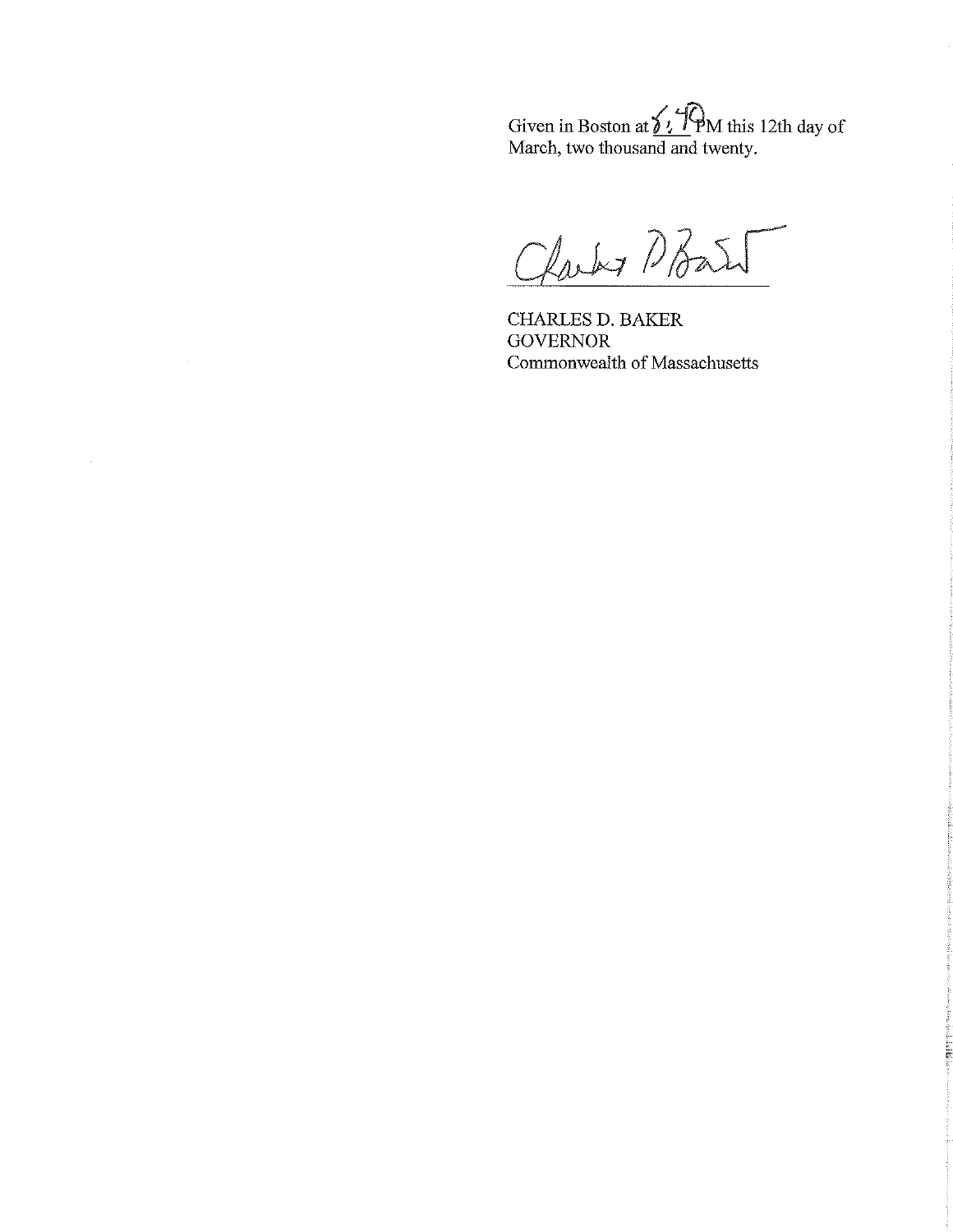Given in Boston at 5:40 PM this 12th day of March, two thousand and twenty.

CHARLES D. BAKER
GOVERNOR
Commonwealth of Massachusetts